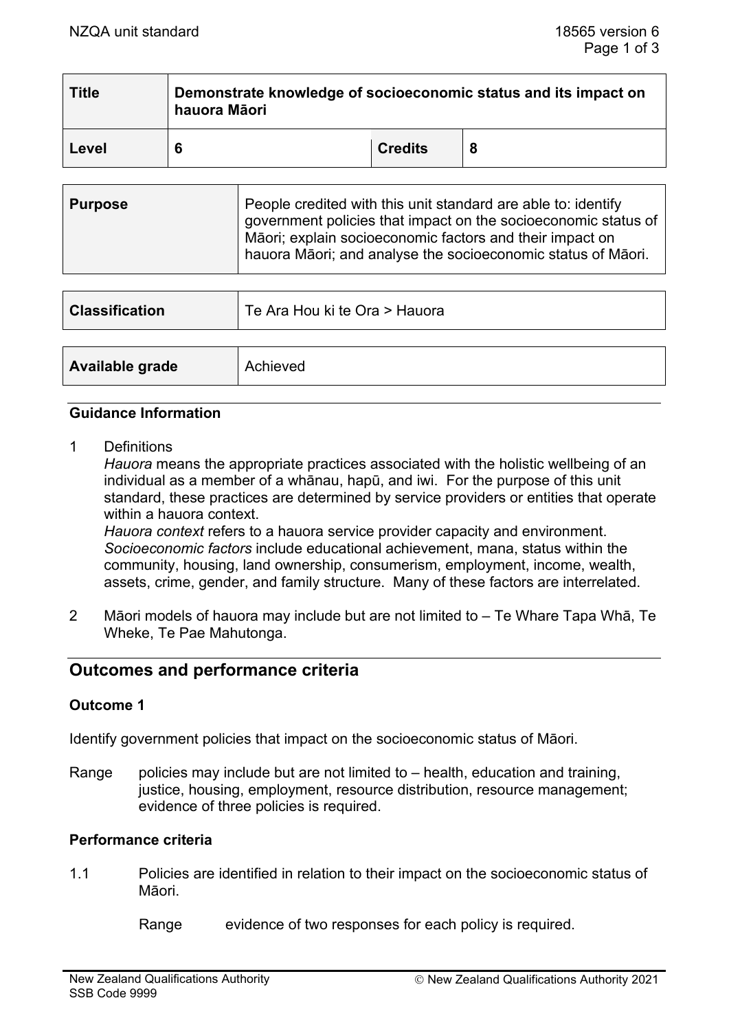| Title | Demonstrate knowledge of socioeconomic status and its impact on hauora Māori | | |
|---|---|---|---|
| Level | 6 | Credits | 8 |

| Purpose | People credited with this unit standard are able to: identify government policies that impact on the socioeconomic status of Māori; explain socioeconomic factors and their impact on hauora Māori; and analyse the socioeconomic status of Māori. |
|---|---|

| Classification | Te Ara Hou ki te Ora > Hauora |
|---|---|

| Available grade | Achieved |
|---|---|

### Guidance Information

1 Definitions
*Hauora* means the appropriate practices associated with the holistic wellbeing of an individual as a member of a whānau, hapū, and iwi. For the purpose of this unit standard, these practices are determined by service providers or entities that operate within a hauora context.
*Hauora context* refers to a hauora service provider capacity and environment.
*Socioeconomic factors* include educational achievement, mana, status within the community, housing, land ownership, consumerism, employment, income, wealth, assets, crime, gender, and family structure. Many of these factors are interrelated.

2 Māori models of hauora may include but are not limited to – Te Whare Tapa Whā, Te Wheke, Te Pae Mahutonga.

## Outcomes and performance criteria

### Outcome 1

Identify government policies that impact on the socioeconomic status of Māori.

Range policies may include but are not limited to – health, education and training, justice, housing, employment, resource distribution, resource management; evidence of three policies is required.

### Performance criteria

1.1 Policies are identified in relation to their impact on the socioeconomic status of Māori.

Range evidence of two responses for each policy is required.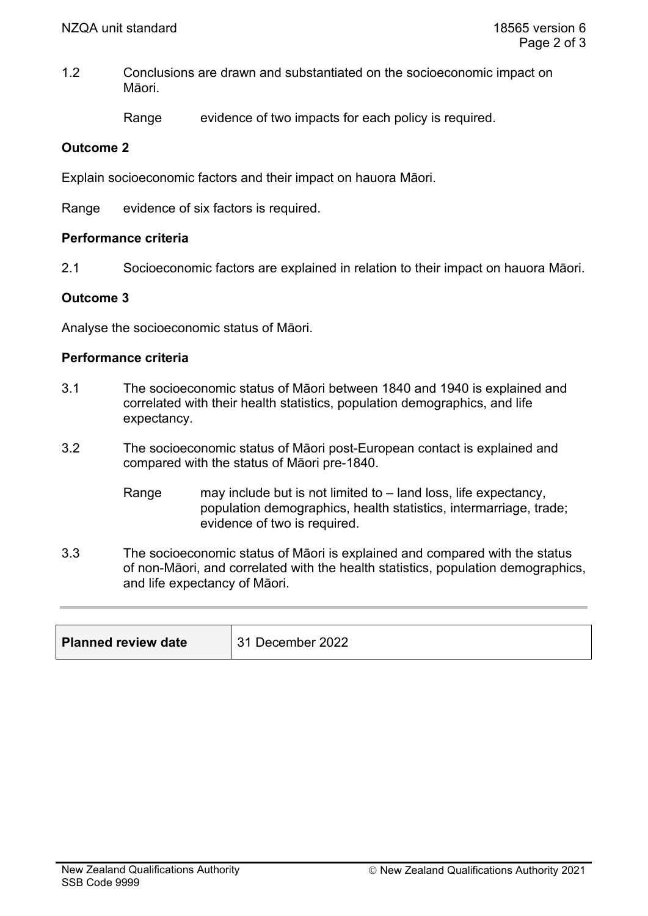1.2 Conclusions are drawn and substantiated on the socioeconomic impact on Māori.

Range evidence of two impacts for each policy is required.

**Outcome 2**

Explain socioeconomic factors and their impact on hauora Māori.

Range evidence of six factors is required.

**Performance criteria**

2.1 Socioeconomic factors are explained in relation to their impact on hauora Māori.

**Outcome 3**

Analyse the socioeconomic status of Māori.

**Performance criteria**

3.1 The socioeconomic status of Māori between 1840 and 1940 is explained and correlated with their health statistics, population demographics, and life expectancy.

3.2 The socioeconomic status of Māori post-European contact is explained and compared with the status of Māori pre-1840.

Range may include but is not limited to – land loss, life expectancy, population demographics, health statistics, intermarriage, trade; evidence of two is required.

3.3 The socioeconomic status of Māori is explained and compared with the status of non-Māori, and correlated with the health statistics, population demographics, and life expectancy of Māori.

| **Planned review date** | 31 December 2022 |
|---|---|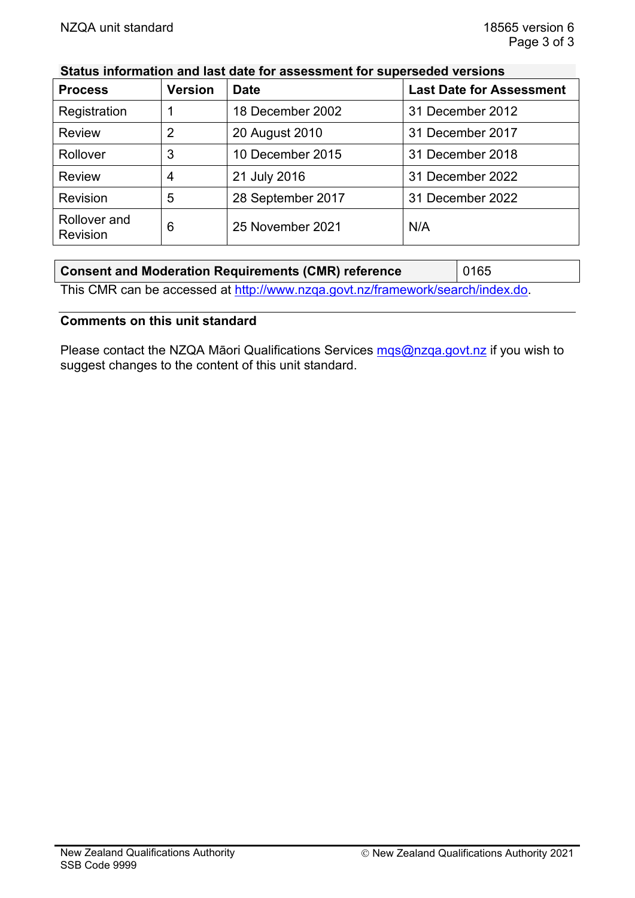**Status information and last date for assessment for superseded versions**

| Process | Version | Date | Last Date for Assessment |
|---|---|---|---|
| Registration | 1 | 18 December 2002 | 31 December 2012 |
| Review | 2 | 20 August 2010 | 31 December 2017 |
| Rollover | 3 | 10 December 2015 | 31 December 2018 |
| Review | 4 | 21 July 2016 | 31 December 2022 |
| Revision | 5 | 28 September 2017 | 31 December 2022 |
| Rollover and Revision | 6 | 25 November 2021 | N/A |

| **Consent and Moderation Requirements (CMR) reference** | 0165 |
|---|---|

This CMR can be accessed at http://www.nzqa.govt.nz/framework/search/index.do.

**Comments on this unit standard**

Please contact the NZQA Māori Qualifications Services mqs@nzqa.govt.nz if you wish to suggest changes to the content of this unit standard.